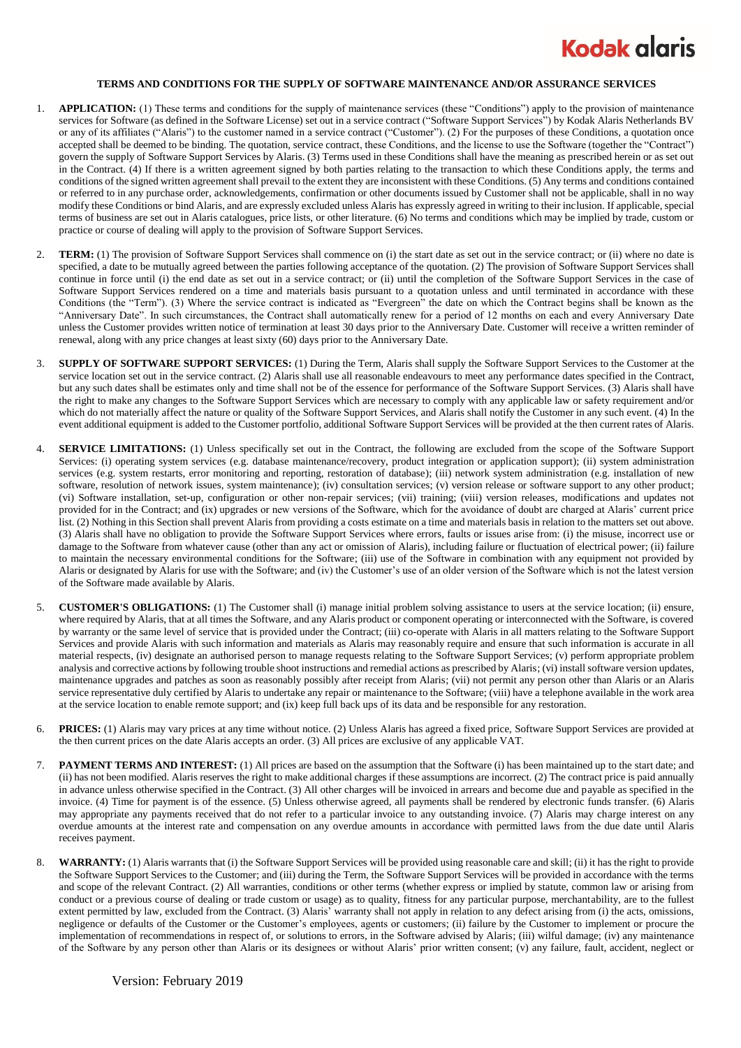# TERMS AND CONDITIONS FOR THE SUPPLY OF SOFTWARE MAINTENANCE AND/OR ASSURANCE SERVICES

1. **APPLICATION:** (1) These terms and conditions for the supply of maintenance services (these "Conditions") apply to the provision of maintenance services for Software (as defined in the Software License) set out in a service contract ("Software Support Services") by Kodak Alaris Netherlands BV or any of its affiliates ("Alaris") to the customer named in a service contract ("Customer"). (2) For the purposes of these Conditions, a quotation once accepted shall be deemed to be binding. The quotation, service contract, these Conditions, and the license to use the Software (together the "Contract") govern the supply of Software Support Services by Alaris. (3) Terms used in these Conditions shall have the meaning as prescribed herein or as set out in the Contract. (4) If there is a written agreement signed by both parties relating to the transaction to which these Conditions apply, the terms and conditions of the signed written agreement shall prevail to the extent they are inconsistent with these Conditions. (5) Any terms and conditions contained or referred to in any purchase order, acknowledgements, confirmation or other documents issued by Customer shall not be applicable, shall in no way modify these Conditions or bind Alaris, and are expressly excluded unless Alaris has expressly agreed in writing to their inclusion. If applicable, special terms of business are set out in Alaris catalogues, price lists, or other literature. (6) No terms and conditions which may be implied by trade, custom or practice or course of dealing will apply to the provision of Software Support Services.

2. **TERM:** (1) The provision of Software Support Services shall commence on (i) the start date as set out in the service contract; or (ii) where no date is specified, a date to be mutually agreed between the parties following acceptance of the quotation. (2) The provision of Software Support Services shall continue in force until (i) the end date as set out in a service contract; or (ii) until the completion of the Software Support Services in the case of Software Support Services rendered on a time and materials basis pursuant to a quotation unless and until terminated in accordance with these Conditions (the "Term"). (3) Where the service contract is indicated as "Evergreen" the date on which the Contract begins shall be known as the "Anniversary Date". In such circumstances, the Contract shall automatically renew for a period of 12 months on each and every Anniversary Date unless the Customer provides written notice of termination at least 30 days prior to the Anniversary Date. Customer will receive a written reminder of renewal, along with any price changes at least sixty (60) days prior to the Anniversary Date.

3. **SUPPLY OF SOFTWARE SUPPORT SERVICES:** (1) During the Term, Alaris shall supply the Software Support Services to the Customer at the service location set out in the service contract. (2) Alaris shall use all reasonable endeavours to meet any performance dates specified in the Contract, but any such dates shall be estimates only and time shall not be of the essence for performance of the Software Support Services. (3) Alaris shall have the right to make any changes to the Software Support Services which are necessary to comply with any applicable law or safety requirement and/or which do not materially affect the nature or quality of the Software Support Services, and Alaris shall notify the Customer in any such event. (4) In the event additional equipment is added to the Customer portfolio, additional Software Support Services will be provided at the then current rates of Alaris.

4. **SERVICE LIMITATIONS:** (1) Unless specifically set out in the Contract, the following are excluded from the scope of the Software Support Services: (i) operating system services (e.g. database maintenance/recovery, product integration or application support); (ii) system administration services (e.g. system restarts, error monitoring and reporting, restoration of database); (iii) network system administration (e.g. installation of new software, resolution of network issues, system maintenance); (iv) consultation services; (v) version release or software support to any other product; (vi) Software installation, set-up, configuration or other non-repair services; (vii) training; (viii) version releases, modifications and updates not provided for in the Contract; and (ix) upgrades or new versions of the Software, which for the avoidance of doubt are charged at Alaris' current price list. (2) Nothing in this Section shall prevent Alaris from providing a costs estimate on a time and materials basis in relation to the matters set out above. (3) Alaris shall have no obligation to provide the Software Support Services where errors, faults or issues arise from: (i) the misuse, incorrect use or damage to the Software from whatever cause (other than any act or omission of Alaris), including failure or fluctuation of electrical power; (ii) failure to maintain the necessary environmental conditions for the Software; (iii) use of the Software in combination with any equipment not provided by Alaris or designated by Alaris for use with the Software; and (iv) the Customer's use of an older version of the Software which is not the latest version of the Software made available by Alaris.

5. **CUSTOMER'S OBLIGATIONS:** (1) The Customer shall (i) manage initial problem solving assistance to users at the service location; (ii) ensure, where required by Alaris, that at all times the Software, and any Alaris product or component operating or interconnected with the Software, is covered by warranty or the same level of service that is provided under the Contract; (iii) co-operate with Alaris in all matters relating to the Software Support Services and provide Alaris with such information and materials as Alaris may reasonably require and ensure that such information is accurate in all material respects, (iv) designate an authorised person to manage requests relating to the Software Support Services; (v) perform appropriate problem analysis and corrective actions by following trouble shoot instructions and remedial actions as prescribed by Alaris; (vi) install software version updates, maintenance upgrades and patches as soon as reasonably possibly after receipt from Alaris; (vii) not permit any person other than Alaris or an Alaris service representative duly certified by Alaris to undertake any repair or maintenance to the Software; (viii) have a telephone available in the work area at the service location to enable remote support; and (ix) keep full back ups of its data and be responsible for any restoration.

6. **PRICES:** (1) Alaris may vary prices at any time without notice. (2) Unless Alaris has agreed a fixed price, Software Support Services are provided at the then current prices on the date Alaris accepts an order. (3) All prices are exclusive of any applicable VAT.

7. **PAYMENT TERMS AND INTEREST:** (1) All prices are based on the assumption that the Software (i) has been maintained up to the start date; and (ii) has not been modified. Alaris reserves the right to make additional charges if these assumptions are incorrect. (2) The contract price is paid annually in advance unless otherwise specified in the Contract. (3) All other charges will be invoiced in arrears and become due and payable as specified in the invoice. (4) Time for payment is of the essence. (5) Unless otherwise agreed, all payments shall be rendered by electronic funds transfer. (6) Alaris may appropriate any payments received that do not refer to a particular invoice to any outstanding invoice. (7) Alaris may charge interest on any overdue amounts at the interest rate and compensation on any overdue amounts in accordance with permitted laws from the due date until Alaris receives payment.

8. **WARRANTY:** (1) Alaris warrants that (i) the Software Support Services will be provided using reasonable care and skill; (ii) it has the right to provide the Software Support Services to the Customer; and (iii) during the Term, the Software Support Services will be provided in accordance with the terms and scope of the relevant Contract. (2) All warranties, conditions or other terms (whether express or implied by statute, common law or arising from conduct or a previous course of dealing or trade custom or usage) as to quality, fitness for any particular purpose, merchantability, are to the fullest extent permitted by law, excluded from the Contract. (3) Alaris' warranty shall not apply in relation to any defect arising from (i) the acts, omissions, negligence or defaults of the Customer or the Customer's employees, agents or customers; (ii) failure by the Customer to implement or procure the implementation of recommendations in respect of, or solutions to errors, in the Software advised by Alaris; (iii) wilful damage; (iv) any maintenance of the Software by any person other than Alaris or its designees or without Alaris' prior written consent; (v) any failure, fault, accident, neglect or

Version: February 2019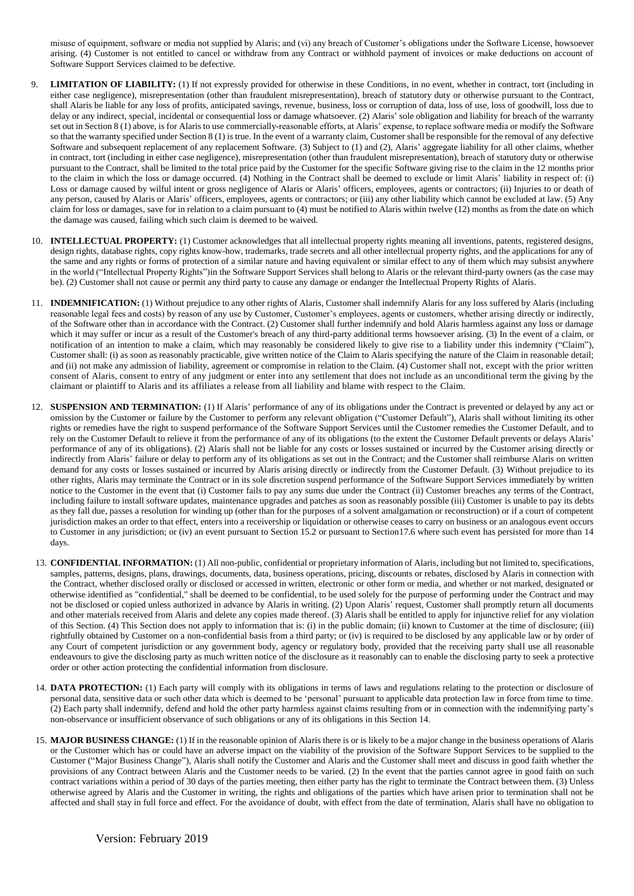misuse of equipment, software or media not supplied by Alaris; and (vi) any breach of Customer's obligations under the Software License, howsoever arising. (4) Customer is not entitled to cancel or withdraw from any Contract or withhold payment of invoices or make deductions on account of Software Support Services claimed to be defective.

9. **LIMITATION OF LIABILITY:** (1) If not expressly provided for otherwise in these Conditions, in no event, whether in contract, tort (including in either case negligence), misrepresentation (other than fraudulent misrepresentation), breach of statutory duty or otherwise pursuant to the Contract, shall Alaris be liable for any loss of profits, anticipated savings, revenue, business, loss or corruption of data, loss of use, loss of goodwill, loss due to delay or any indirect, special, incidental or consequential loss or damage whatsoever. (2) Alaris' sole obligation and liability for breach of the warranty set out in Section 8 (1) above, is for Alaris to use commercially-reasonable efforts, at Alaris' expense, to replace software media or modify the Software so that the warranty specified under Section 8 (1) is true. In the event of a warranty claim, Customer shall be responsible for the removal of any defective Software and subsequent replacement of any replacement Software. (3) Subject to (1) and (2), Alaris' aggregate liability for all other claims, whether in contract, tort (including in either case negligence), misrepresentation (other than fraudulent misrepresentation), breach of statutory duty or otherwise pursuant to the Contract, shall be limited to the total price paid by the Customer for the specific Software giving rise to the claim in the 12 months prior to the claim in which the loss or damage occurred. (4) Nothing in the Contract shall be deemed to exclude or limit Alaris' liability in respect of: (i) Loss or damage caused by wilful intent or gross negligence of Alaris or Alaris' officers, employees, agents or contractors; (ii) Injuries to or death of any person, caused by Alaris or Alaris' officers, employees, agents or contractors; or (iii) any other liability which cannot be excluded at law. (5) Any claim for loss or damages, save for in relation to a claim pursuant to (4) must be notified to Alaris within twelve (12) months as from the date on which the damage was caused, failing which such claim is deemed to be waived.

10. **INTELLECTUAL PROPERTY:** (1) Customer acknowledges that all intellectual property rights meaning all inventions, patents, registered designs, design rights, database rights, copy rights know-how, trademarks, trade secrets and all other intellectual property rights, and the applications for any of the same and any rights or forms of protection of a similar nature and having equivalent or similar effect to any of them which may subsist anywhere in the world ("Intellectual Property Rights")in the Software Support Services shall belong to Alaris or the relevant third-party owners (as the case may be). (2) Customer shall not cause or permit any third party to cause any damage or endanger the Intellectual Property Rights of Alaris.

11. **INDEMNIFICATION:** (1) Without prejudice to any other rights of Alaris, Customer shall indemnify Alaris for any loss suffered by Alaris (including reasonable legal fees and costs) by reason of any use by Customer, Customer's employees, agents or customers, whether arising directly or indirectly, of the Software other than in accordance with the Contract. (2) Customer shall further indemnify and hold Alaris harmless against any loss or damage which it may suffer or incur as a result of the Customer's breach of any third-party additional terms howsoever arising. (3) In the event of a claim, or notification of an intention to make a claim, which may reasonably be considered likely to give rise to a liability under this indemnity ("Claim"), Customer shall: (i) as soon as reasonably practicable, give written notice of the Claim to Alaris specifying the nature of the Claim in reasonable detail; and (ii) not make any admission of liability, agreement or compromise in relation to the Claim. (4) Customer shall not, except with the prior written consent of Alaris, consent to entry of any judgment or enter into any settlement that does not include as an unconditional term the giving by the claimant or plaintiff to Alaris and its affiliates a release from all liability and blame with respect to the Claim.

12. **SUSPENSION AND TERMINATION:** (1) If Alaris' performance of any of its obligations under the Contract is prevented or delayed by any act or omission by the Customer or failure by the Customer to perform any relevant obligation ("Customer Default"), Alaris shall without limiting its other rights or remedies have the right to suspend performance of the Software Support Services until the Customer remedies the Customer Default, and to rely on the Customer Default to relieve it from the performance of any of its obligations (to the extent the Customer Default prevents or delays Alaris' performance of any of its obligations). (2) Alaris shall not be liable for any costs or losses sustained or incurred by the Customer arising directly or indirectly from Alaris' failure or delay to perform any of its obligations as set out in the Contract; and the Customer shall reimburse Alaris on written demand for any costs or losses sustained or incurred by Alaris arising directly or indirectly from the Customer Default. (3) Without prejudice to its other rights, Alaris may terminate the Contract or in its sole discretion suspend performance of the Software Support Services immediately by written notice to the Customer in the event that (i) Customer fails to pay any sums due under the Contract (ii) Customer breaches any terms of the Contract, including failure to install software updates, maintenance upgrades and patches as soon as reasonably possible (iii) Customer is unable to pay its debts as they fall due, passes a resolution for winding up (other than for the purposes of a solvent amalgamation or reconstruction) or if a court of competent jurisdiction makes an order to that effect, enters into a receivership or liquidation or otherwise ceases to carry on business or an analogous event occurs to Customer in any jurisdiction; or (iv) an event pursuant to Section 15.2 or pursuant to Section17.6 where such event has persisted for more than 14 days.

13. **CONFIDENTIAL INFORMATION:** (1) All non-public, confidential or proprietary information of Alaris, including but not limited to, specifications, samples, patterns, designs, plans, drawings, documents, data, business operations, pricing, discounts or rebates, disclosed by Alaris in connection with the Contract, whether disclosed orally or disclosed or accessed in written, electronic or other form or media, and whether or not marked, designated or otherwise identified as "confidential," shall be deemed to be confidential, to be used solely for the purpose of performing under the Contract and may not be disclosed or copied unless authorized in advance by Alaris in writing. (2) Upon Alaris' request, Customer shall promptly return all documents and other materials received from Alaris and delete any copies made thereof. (3) Alaris shall be entitled to apply for injunctive relief for any violation of this Section. (4) This Section does not apply to information that is: (i) in the public domain; (ii) known to Customer at the time of disclosure; (iii) rightfully obtained by Customer on a non-confidential basis from a third party; or (iv) is required to be disclosed by any applicable law or by order of any Court of competent jurisdiction or any government body, agency or regulatory body, provided that the receiving party shall use all reasonable endeavours to give the disclosing party as much written notice of the disclosure as it reasonably can to enable the disclosing party to seek a protective order or other action protecting the confidential information from disclosure.

14. **DATA PROTECTION:** (1) Each party will comply with its obligations in terms of laws and regulations relating to the protection or disclosure of personal data, sensitive data or such other data which is deemed to be 'personal' pursuant to applicable data protection law in force from time to time. (2) Each party shall indemnify, defend and hold the other party harmless against claims resulting from or in connection with the indemnifying party's non-observance or insufficient observance of such obligations or any of its obligations in this Section 14.

15. **MAJOR BUSINESS CHANGE:** (1) If in the reasonable opinion of Alaris there is or is likely to be a major change in the business operations of Alaris or the Customer which has or could have an adverse impact on the viability of the provision of the Software Support Services to be supplied to the Customer ("Major Business Change"), Alaris shall notify the Customer and Alaris and the Customer shall meet and discuss in good faith whether the provisions of any Contract between Alaris and the Customer needs to be varied. (2) In the event that the parties cannot agree in good faith on such contract variations within a period of 30 days of the parties meeting, then either party has the right to terminate the Contract between them. (3) Unless otherwise agreed by Alaris and the Customer in writing, the rights and obligations of the parties which have arisen prior to termination shall not be affected and shall stay in full force and effect. For the avoidance of doubt, with effect from the date of termination, Alaris shall have no obligation to

Version: February 2019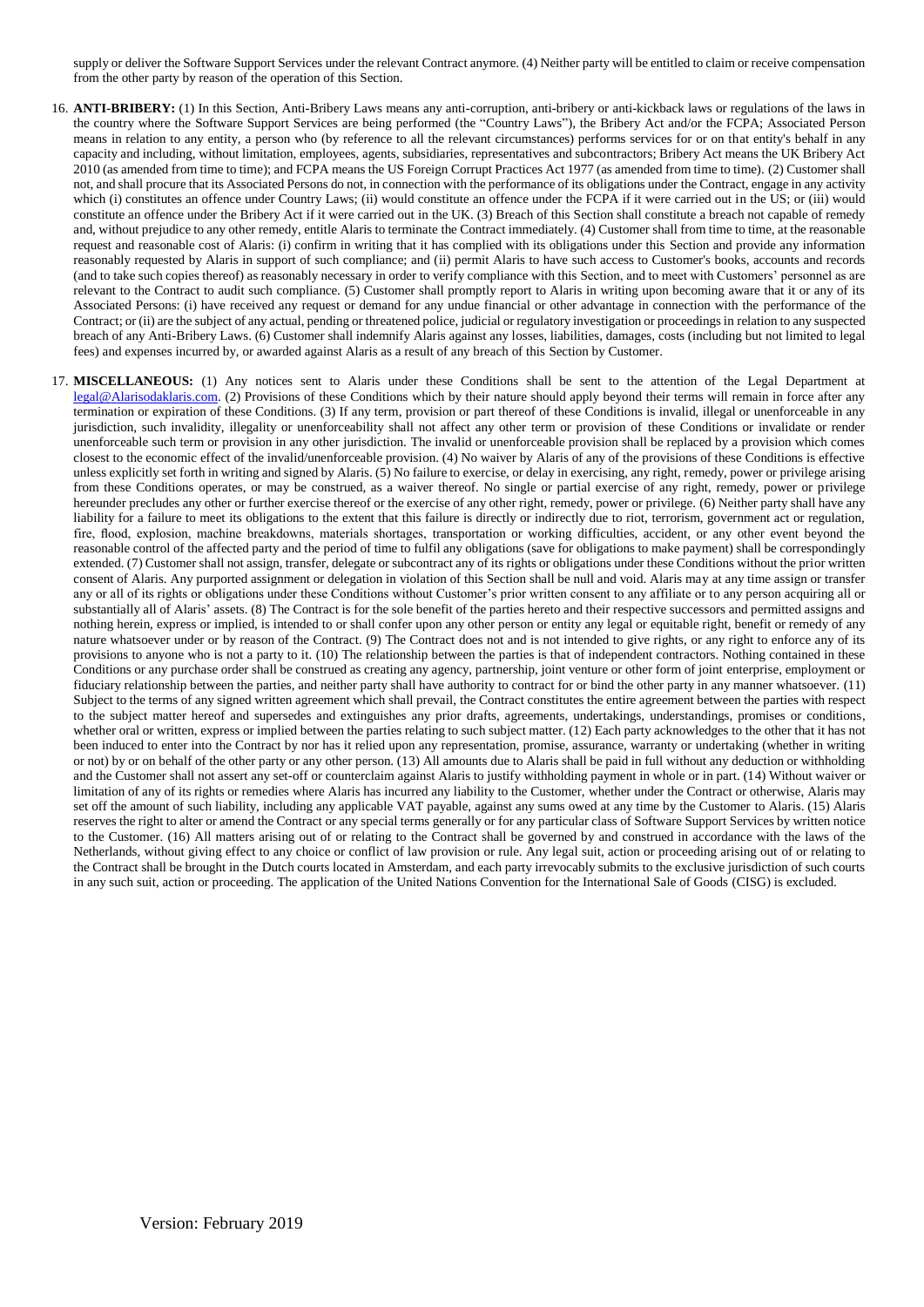supply or deliver the Software Support Services under the relevant Contract anymore. (4) Neither party will be entitled to claim or receive compensation from the other party by reason of the operation of this Section.

16. **ANTI-BRIBERY:** (1) In this Section, Anti-Bribery Laws means any anti-corruption, anti-bribery or anti-kickback laws or regulations of the laws in the country where the Software Support Services are being performed (the "Country Laws"), the Bribery Act and/or the FCPA; Associated Person means in relation to any entity, a person who (by reference to all the relevant circumstances) performs services for or on that entity's behalf in any capacity and including, without limitation, employees, agents, subsidiaries, representatives and subcontractors; Bribery Act means the UK Bribery Act 2010 (as amended from time to time); and FCPA means the US Foreign Corrupt Practices Act 1977 (as amended from time to time). (2) Customer shall not, and shall procure that its Associated Persons do not, in connection with the performance of its obligations under the Contract, engage in any activity which (i) constitutes an offence under Country Laws; (ii) would constitute an offence under the FCPA if it were carried out in the US; or (iii) would constitute an offence under the Bribery Act if it were carried out in the UK. (3) Breach of this Section shall constitute a breach not capable of remedy and, without prejudice to any other remedy, entitle Alaris to terminate the Contract immediately. (4) Customer shall from time to time, at the reasonable request and reasonable cost of Alaris: (i) confirm in writing that it has complied with its obligations under this Section and provide any information reasonably requested by Alaris in support of such compliance; and (ii) permit Alaris to have such access to Customer's books, accounts and records (and to take such copies thereof) as reasonably necessary in order to verify compliance with this Section, and to meet with Customers' personnel as are relevant to the Contract to audit such compliance. (5) Customer shall promptly report to Alaris in writing upon becoming aware that it or any of its Associated Persons: (i) have received any request or demand for any undue financial or other advantage in connection with the performance of the Contract; or (ii) are the subject of any actual, pending or threatened police, judicial or regulatory investigation or proceedings in relation to any suspected breach of any Anti-Bribery Laws. (6) Customer shall indemnify Alaris against any losses, liabilities, damages, costs (including but not limited to legal fees) and expenses incurred by, or awarded against Alaris as a result of any breach of this Section by Customer.

17. **MISCELLANEOUS:** (1) Any notices sent to Alaris under these Conditions shall be sent to the attention of the Legal Department at legal@Alarisodaklaris.com. (2) Provisions of these Conditions which by their nature should apply beyond their terms will remain in force after any termination or expiration of these Conditions. (3) If any term, provision or part thereof of these Conditions is invalid, illegal or unenforceable in any jurisdiction, such invalidity, illegality or unenforceability shall not affect any other term or provision of these Conditions or invalidate or render unenforceable such term or provision in any other jurisdiction. The invalid or unenforceable provision shall be replaced by a provision which comes closest to the economic effect of the invalid/unenforceable provision. (4) No waiver by Alaris of any of the provisions of these Conditions is effective unless explicitly set forth in writing and signed by Alaris. (5) No failure to exercise, or delay in exercising, any right, remedy, power or privilege arising from these Conditions operates, or may be construed, as a waiver thereof. No single or partial exercise of any right, remedy, power or privilege hereunder precludes any other or further exercise thereof or the exercise of any other right, remedy, power or privilege. (6) Neither party shall have any liability for a failure to meet its obligations to the extent that this failure is directly or indirectly due to riot, terrorism, government act or regulation, fire, flood, explosion, machine breakdowns, materials shortages, transportation or working difficulties, accident, or any other event beyond the reasonable control of the affected party and the period of time to fulfil any obligations (save for obligations to make payment) shall be correspondingly extended. (7) Customer shall not assign, transfer, delegate or subcontract any of its rights or obligations under these Conditions without the prior written consent of Alaris. Any purported assignment or delegation in violation of this Section shall be null and void. Alaris may at any time assign or transfer any or all of its rights or obligations under these Conditions without Customer's prior written consent to any affiliate or to any person acquiring all or substantially all of Alaris' assets. (8) The Contract is for the sole benefit of the parties hereto and their respective successors and permitted assigns and nothing herein, express or implied, is intended to or shall confer upon any other person or entity any legal or equitable right, benefit or remedy of any nature whatsoever under or by reason of the Contract. (9) The Contract does not and is not intended to give rights, or any right to enforce any of its provisions to anyone who is not a party to it. (10) The relationship between the parties is that of independent contractors. Nothing contained in these Conditions or any purchase order shall be construed as creating any agency, partnership, joint venture or other form of joint enterprise, employment or fiduciary relationship between the parties, and neither party shall have authority to contract for or bind the other party in any manner whatsoever. (11) Subject to the terms of any signed written agreement which shall prevail, the Contract constitutes the entire agreement between the parties with respect to the subject matter hereof and supersedes and extinguishes any prior drafts, agreements, undertakings, understandings, promises or conditions, whether oral or written, express or implied between the parties relating to such subject matter. (12) Each party acknowledges to the other that it has not been induced to enter into the Contract by nor has it relied upon any representation, promise, assurance, warranty or undertaking (whether in writing or not) by or on behalf of the other party or any other person. (13) All amounts due to Alaris shall be paid in full without any deduction or withholding and the Customer shall not assert any set-off or counterclaim against Alaris to justify withholding payment in whole or in part. (14) Without waiver or limitation of any of its rights or remedies where Alaris has incurred any liability to the Customer, whether under the Contract or otherwise, Alaris may set off the amount of such liability, including any applicable VAT payable, against any sums owed at any time by the Customer to Alaris. (15) Alaris reserves the right to alter or amend the Contract or any special terms generally or for any particular class of Software Support Services by written notice to the Customer. (16) All matters arising out of or relating to the Contract shall be governed by and construed in accordance with the laws of the Netherlands, without giving effect to any choice or conflict of law provision or rule. Any legal suit, action or proceeding arising out of or relating to the Contract shall be brought in the Dutch courts located in Amsterdam, and each party irrevocably submits to the exclusive jurisdiction of such courts in any such suit, action or proceeding. The application of the United Nations Convention for the International Sale of Goods (CISG) is excluded.

Version: February 2019